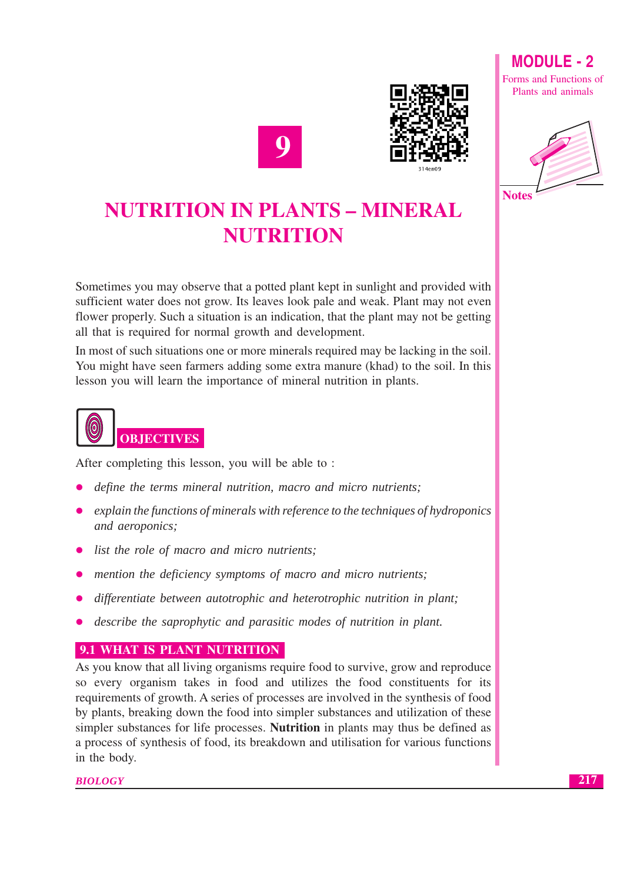# 9

# NUTRITION IN PLANTS – MINERAL NUTRITION

Sometimes you may observe that a potted plant kept in sunlight and provided with sufficient water does not grow. Its leaves look pale and weak. Plant may not even flower properly. Such a situation is an indication, that the plant may not be getting all that is required for normal growth and development.

In most of such situations one or more minerals required may be lacking in the soil. You might have seen farmers adding some extra manure (khad) to the soil. In this lesson you will learn the importance of mineral nutrition in plants.

## OBJECTIVES

After completing this lesson, you will be able to :

- *define the terms mineral nutrition, macro and micro nutrients;*
- *explain the functions of minerals with reference to the techniques of hydroponics and aeroponics;*
- *list the role of macro and micro nutrients;*
- *mention the deficiency symptoms of macro and micro nutrients;*
- *differentiate between autotrophic and heterotrophic nutrition in plant;*
- *describe the saprophytic and parasitic modes of nutrition in plant.*

## 9.1 WHAT IS PLANT NUTRITION

As you know that all living organisms require food to survive, grow and reproduce so every organism takes in food and utilizes the food constituents for its requirements of growth. A series of processes are involved in the synthesis of food by plants, breaking down the food into simpler substances and utilization of these simpler substances for life processes. **Nutrition** in plants may thus be defined as a process of synthesis of food, its breakdown and utilisation for various functions in the body.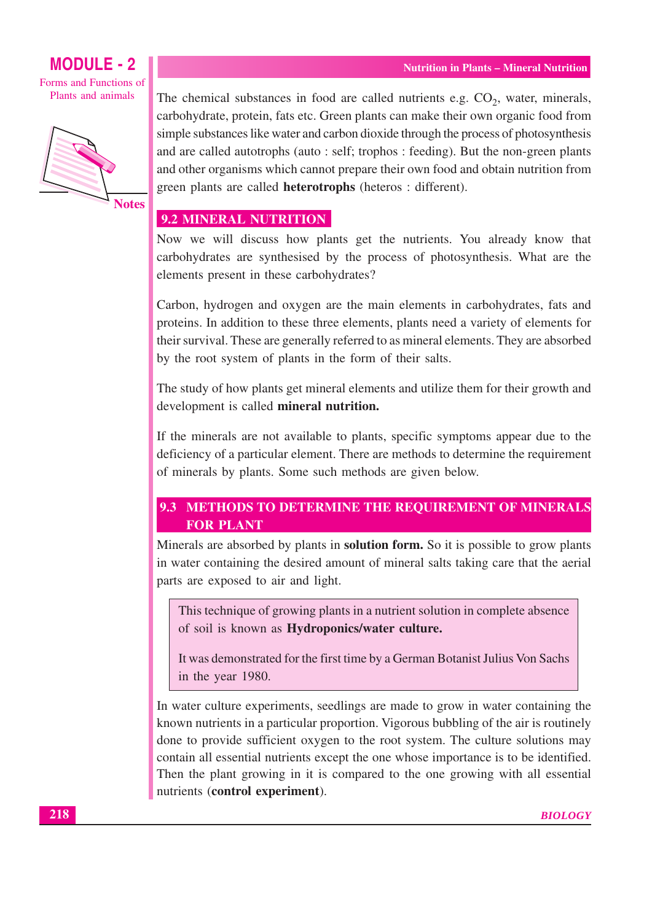The chemical substances in food are called nutrients e.g. $CO_2$, water, minerals, carbohydrate, protein, fats etc. Green plants can make their own organic food from simple substances like water and carbon dioxide through the process of photosynthesis and are called autotrophs (auto : self; trophos : feeding). But the non-green plants and other organisms which cannot prepare their own food and obtain nutrition from green plants are called **heterotrophs** (heteros : different).

## 9.2 MINERAL NUTRITION

Now we will discuss how plants get the nutrients. You already know that carbohydrates are synthesised by the process of photosynthesis. What are the elements present in these carbohydrates?

Carbon, hydrogen and oxygen are the main elements in carbohydrates, fats and proteins. In addition to these three elements, plants need a variety of elements for their survival. These are generally referred to as mineral elements. They are absorbed by the root system of plants in the form of their salts.

The study of how plants get mineral elements and utilize them for their growth and development is called **mineral nutrition.**

If the minerals are not available to plants, specific symptoms appear due to the deficiency of a particular element. There are methods to determine the requirement of minerals by plants. Some such methods are given below.

## 9.3 METHODS TO DETERMINE THE REQUIREMENT OF MINERALS FOR PLANT

Minerals are absorbed by plants in **solution form.** So it is possible to grow plants in water containing the desired amount of mineral salts taking care that the aerial parts are exposed to air and light.

> This technique of growing plants in a nutrient solution in complete absence of soil is known as **Hydroponics/water culture.**
>
> It was demonstrated for the first time by a German Botanist Julius Von Sachs in the year 1980.

In water culture experiments, seedlings are made to grow in water containing the known nutrients in a particular proportion. Vigorous bubbling of the air is routinely done to provide sufficient oxygen to the root system. The culture solutions may contain all essential nutrients except the one whose importance is to be identified. Then the plant growing in it is compared to the one growing with all essential nutrients (**control experiment**).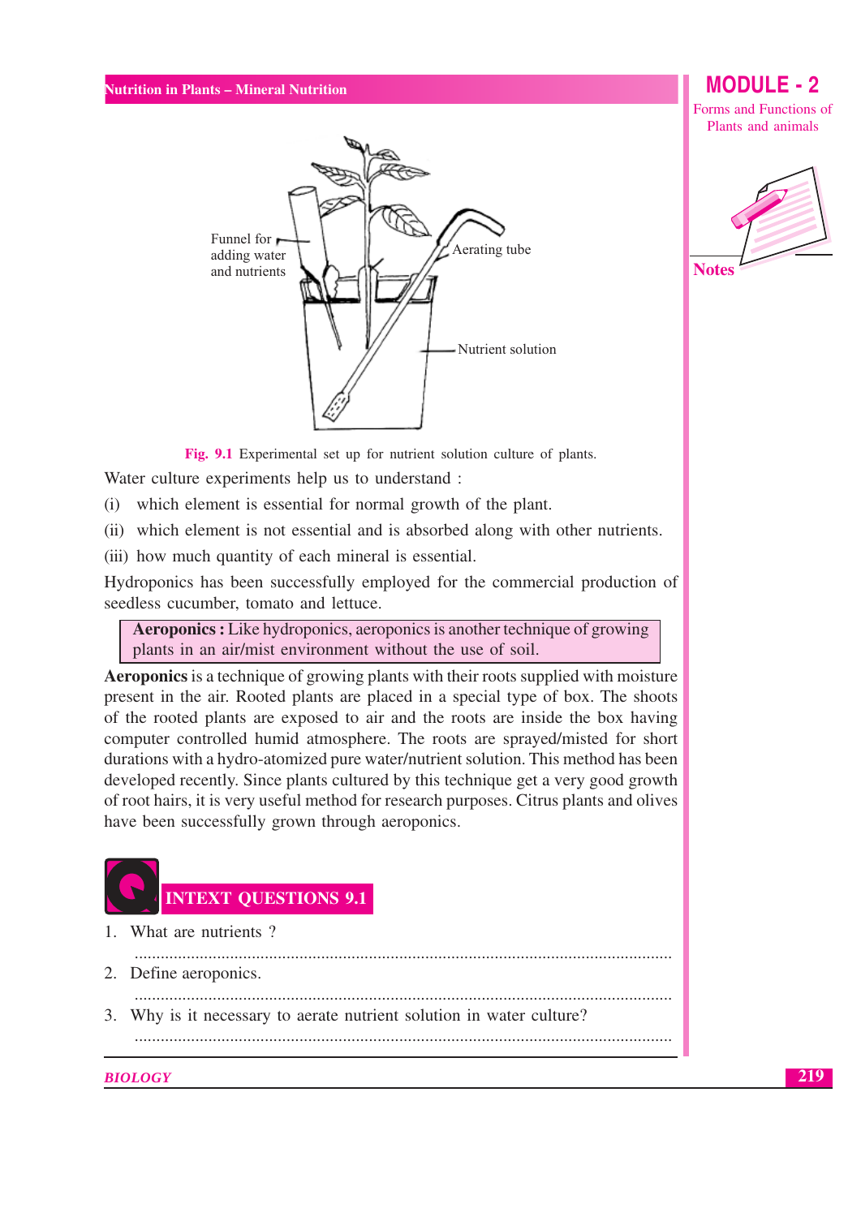Fig. 9.1 Experimental set up for nutrient solution culture of plants.

Water culture experiments help us to understand :

(i) which element is essential for normal growth of the plant.

(ii) which element is not essential and is absorbed along with other nutrients.

(iii) how much quantity of each mineral is essential.

Hydroponics has been successfully employed for the commercial production of seedless cucumber, tomato and lettuce.

> **Aeroponics :** Like hydroponics, aeroponics is another technique of growing plants in an air/mist environment without the use of soil.

**Aeroponics** is a technique of growing plants with their roots supplied with moisture present in the air. Rooted plants are placed in a special type of box. The shoots of the rooted plants are exposed to air and the roots are inside the box having computer controlled humid atmosphere. The roots are sprayed/misted for short durations with a hydro-atomized pure water/nutrient solution. This method has been developed recently. Since plants cultured by this technique get a very good growth of root hairs, it is very useful method for research purposes. Citrus plants and olives have been successfully grown through aeroponics.

## INTEXT QUESTIONS 9.1

1. What are nutrients ?

   ..........................................................................................................

2. Define aeroponics.

   ..........................................................................................................

3. Why is it necessary to aerate nutrient solution in water culture?

   ..........................................................................................................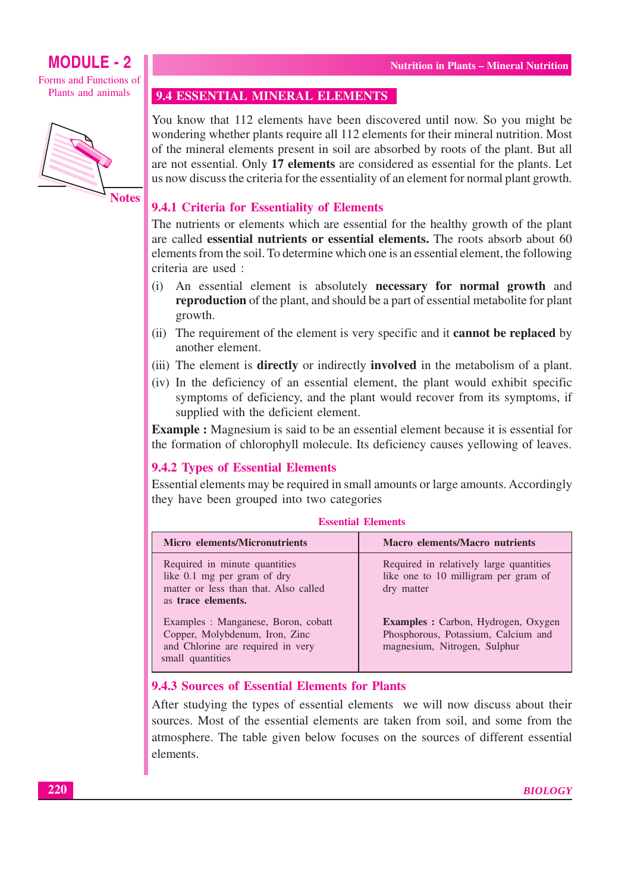## 9.4 ESSENTIAL MINERAL ELEMENTS

You know that 112 elements have been discovered until now. So you might be wondering whether plants require all 112 elements for their mineral nutrition. Most of the mineral elements present in soil are absorbed by roots of the plant. But all are not essential. Only **17 elements** are considered as essential for the plants. Let us now discuss the criteria for the essentiality of an element for normal plant growth.

### 9.4.1 Criteria for Essentiality of Elements

The nutrients or elements which are essential for the healthy growth of the plant are called **essential nutrients or essential elements.** The roots absorb about 60 elements from the soil. To determine which one is an essential element, the following criteria are used :

(i) An essential element is absolutely **necessary for normal growth** and **reproduction** of the plant, and should be a part of essential metabolite for plant growth.

(ii) The requirement of the element is very specific and it **cannot be replaced** by another element.

(iii) The element is **directly** or indirectly **involved** in the metabolism of a plant.

(iv) In the deficiency of an essential element, the plant would exhibit specific symptoms of deficiency, and the plant would recover from its symptoms, if supplied with the deficient element.

**Example :** Magnesium is said to be an essential element because it is essential for the formation of chlorophyll molecule. Its deficiency causes yellowing of leaves.

### 9.4.2 Types of Essential Elements

Essential elements may be required in small amounts or large amounts. Accordingly they have been grouped into two categories

**Essential Elements**

| Micro elements/Micronutrients | Macro elements/Macro nutrients |
|---|---|
| Required in minute quantities like 0.1 mg per gram of dry matter or less than that. Also called as **trace elements.** | Required in relatively large quantities like one to 10 milligram per gram of dry matter |
| Examples : Manganese, Boron, cobatt Copper, Molybdenum, Iron, Zinc and Chlorine are required in very small quantities | **Examples :** Carbon, Hydrogen, Oxygen Phosphorous, Potassium, Calcium and magnesium, Nitrogen, Sulphur |

### 9.4.3 Sources of Essential Elements for Plants

After studying the types of essential elements we will now discuss about their sources. Most of the essential elements are taken from soil, and some from the atmosphere. The table given below focuses on the sources of different essential elements.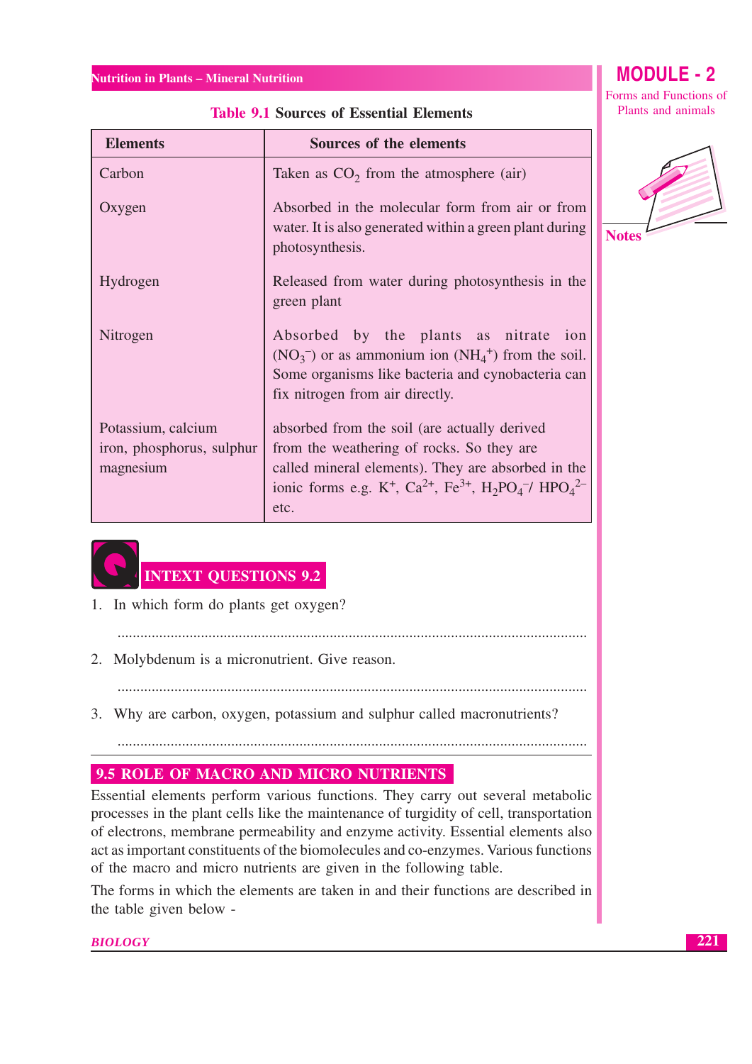**Table 9.1 Sources of Essential Elements**

| Elements | Sources of the elements |
|---|---|
| Carbon | Taken as $CO_2$ from the atmosphere (air) |
| Oxygen | Absorbed in the molecular form from air or from water. It is also generated within a green plant during photosynthesis. |
| Hydrogen | Released from water during photosynthesis in the green plant |
| Nitrogen | Absorbed by the plants as nitrate ion ($NO_3^-$) or as ammonium ion ($NH_4^+$) from the soil. Some organisms like bacteria and cynobacteria can fix nitrogen from air directly. |
| Potassium, calcium iron, phosphorus, sulphur magnesium | absorbed from the soil (are actually derived from the weathering of rocks. So they are called mineral elements). They are absorbed in the ionic forms e.g. $K^+$, $Ca^{2+}$, $Fe^{3+}$, $H_2PO_4^-$/ $HPO_4^{2-}$ etc. |

## INTEXT QUESTIONS 9.2

1. In which form do plants get oxygen?

   ..........................................................................................................

2. Molybdenum is a micronutrient. Give reason.

   ..........................................................................................................

3. Why are carbon, oxygen, potassium and sulphur called macronutrients?

   ..........................................................................................................

## 9.5 ROLE OF MACRO AND MICRO NUTRIENTS

Essential elements perform various functions. They carry out several metabolic processes in the plant cells like the maintenance of turgidity of cell, transportation of electrons, membrane permeability and enzyme activity. Essential elements also act as important constituents of the biomolecules and co-enzymes. Various functions of the macro and micro nutrients are given in the following table.

The forms in which the elements are taken in and their functions are described in the table given below -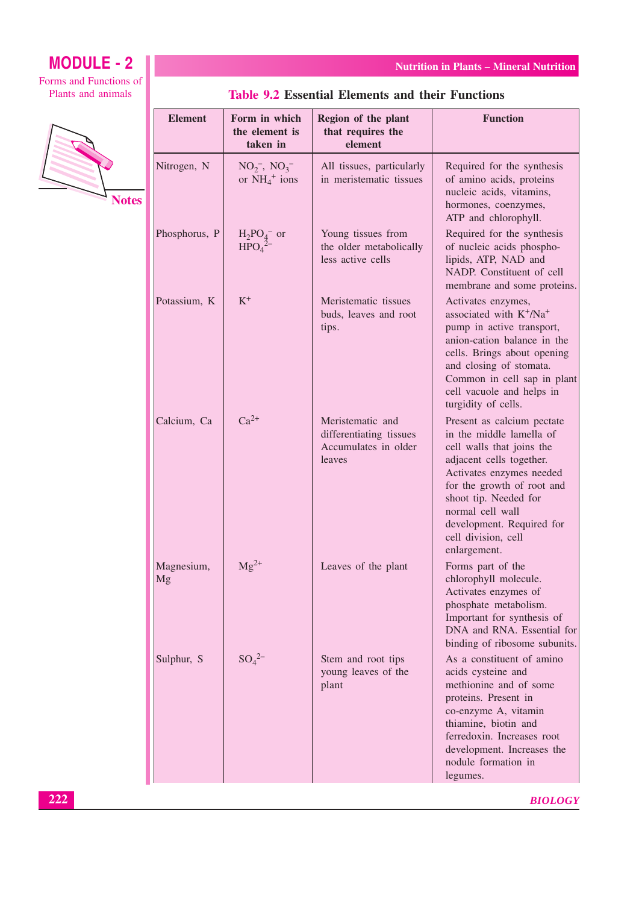### Table 9.2 Essential Elements and their Functions

| Element | Form in which the element is taken in | Region of the plant that requires the element | Function |
|---|---|---|---|
| Nitrogen, N | $NO_2^-$, $NO_3^-$ or $NH_4^+$ ions | All tissues, particularly in meristematic tissues | Required for the synthesis of amino acids, proteins nucleic acids, vitamins, hormones, coenzymes, ATP and chlorophyll. |
| Phosphorus, P | $H_2PO_4^-$ or $HPO_4^{2-}$ | Young tissues from the older metabolically less active cells | Required for the synthesis of nucleic acids phospho-lipids, ATP, NAD and NADP. Constituent of cell membrane and some proteins. |
| Potassium, K | $K^+$ | Meristematic tissues buds, leaves and root tips. | Activates enzymes, associated with $K^+/Na^+$ pump in active transport, anion-cation balance in the cells. Brings about opening and closing of stomata. Common in cell sap in plant cell vacuole and helps in turgidity of cells. |
| Calcium, Ca | $Ca^{2+}$ | Meristematic and differentiating tissues Accumulates in older leaves | Present as calcium pectate in the middle lamella of cell walls that joins the adjacent cells together. Activates enzymes needed for the growth of root and shoot tip. Needed for normal cell wall development. Required for cell division, cell enlargement. |
| Magnesium, Mg | $Mg^{2+}$ | Leaves of the plant | Forms part of the chlorophyll molecule. Activates enzymes of phosphate metabolism. Important for synthesis of DNA and RNA. Essential for binding of ribosome subunits. |
| Sulphur, S | $SO_4^{2-}$ | Stem and root tips young leaves of the plant | As a constituent of amino acids cysteine and methionine and of some proteins. Present in co-enzyme A, vitamin thiamine, biotin and ferredoxin. Increases root development. Increases the nodule formation in legumes. |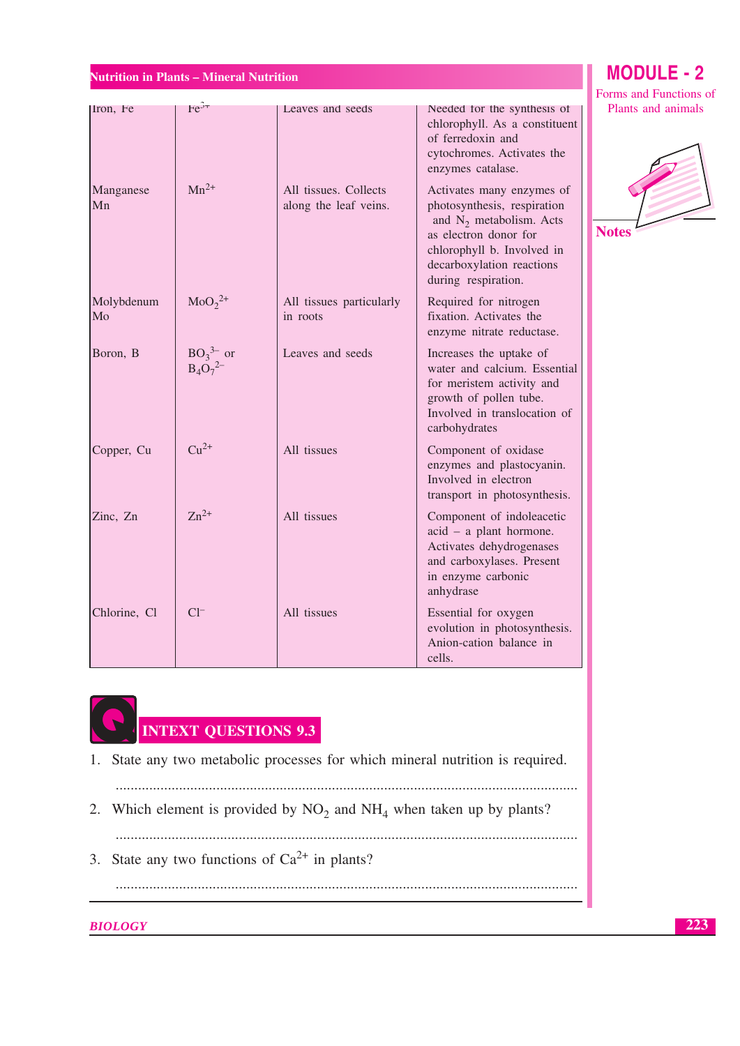| | | | |
|---|---|---|---|
| Iron, Fe | $Fe^{3+}$ | Leaves and seeds | Needed for the synthesis of chlorophyll. As a constituent of ferredoxin and cytochromes. Activates the enzymes catalase. |
| Manganese Mn | $Mn^{2+}$ | All tissues. Collects along the leaf veins. | Activates many enzymes of photosynthesis, respiration and $N_2$ metabolism. Acts as electron donor for chlorophyll b. Involved in decarboxylation reactions during respiration. |
| Molybdenum Mo | $MoO_2^{2+}$ | All tissues particularly in roots | Required for nitrogen fixation. Activates the enzyme nitrate reductase. |
| Boron, B | $BO_3^{3-}$ or $B_4O_7^{2-}$ | Leaves and seeds | Increases the uptake of water and calcium. Essential for meristem activity and growth of pollen tube. Involved in translocation of carbohydrates |
| Copper, Cu | $Cu^{2+}$ | All tissues | Component of oxidase enzymes and plastocyanin. Involved in electron transport in photosynthesis. |
| Zinc, Zn | $Zn^{2+}$ | All tissues | Component of indoleacetic acid – a plant hormone. Activates dehydrogenases and carboxylases. Present in enzyme carbonic anhydrase |
| Chlorine, Cl | $Cl^-$ | All tissues | Essential for oxygen evolution in photosynthesis. Anion-cation balance in cells. |

## INTEXT QUESTIONS 9.3

1. State any two metabolic processes for which mineral nutrition is required.

   ..........................................................................................................

2. Which element is provided by $NO_2$ and $NH_4$ when taken up by plants?

   ..........................................................................................................

3. State any two functions of $Ca^{2+}$ in plants?

   ..........................................................................................................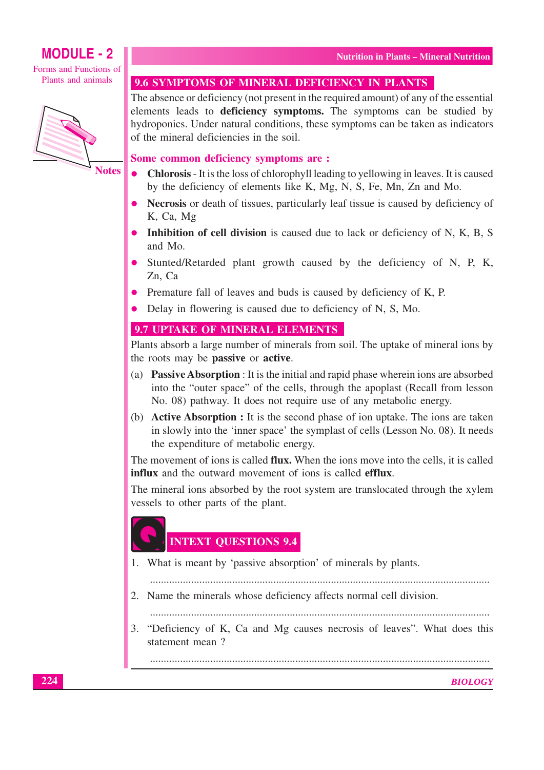## 9.6 SYMPTOMS OF MINERAL DEFICIENCY IN PLANTS

The absence or deficiency (not present in the required amount) of any of the essential elements leads to **deficiency symptoms.** The symptoms can be studied by hydroponics. Under natural conditions, these symptoms can be taken as indicators of the mineral deficiencies in the soil.

### Some common deficiency symptoms are :

- **Chlorosis** - It is the loss of chlorophyll leading to yellowing in leaves. It is caused by the deficiency of elements like K, Mg, N, S, Fe, Mn, Zn and Mo.
- **Necrosis** or death of tissues, particularly leaf tissue is caused by deficiency of K, Ca, Mg
- **Inhibition of cell division** is caused due to lack or deficiency of N, K, B, S and Mo.
- Stunted/Retarded plant growth caused by the deficiency of N, P, K, Zn, Ca
- Premature fall of leaves and buds is caused by deficiency of K, P.
- Delay in flowering is caused due to deficiency of N, S, Mo.

## 9.7 UPTAKE OF MINERAL ELEMENTS

Plants absorb a large number of minerals from soil. The uptake of mineral ions by the roots may be **passive** or **active**.

(a) **Passive Absorption** : It is the initial and rapid phase wherein ions are absorbed into the "outer space" of the cells, through the apoplast (Recall from lesson No. 08) pathway. It does not require use of any metabolic energy.

(b) **Active Absorption :** It is the second phase of ion uptake. The ions are taken in slowly into the 'inner space' the symplast of cells (Lesson No. 08). It needs the expenditure of metabolic energy.

The movement of ions is called **flux.** When the ions move into the cells, it is called **influx** and the outward movement of ions is called **efflux**.

The mineral ions absorbed by the root system are translocated through the xylem vessels to other parts of the plant.

## INTEXT QUESTIONS 9.4

1. What is meant by 'passive absorption' of minerals by plants.

   ..........................................................................................................................

2. Name the minerals whose deficiency affects normal cell division.

   ..........................................................................................................................

3. "Deficiency of K, Ca and Mg causes necrosis of leaves". What does this statement mean ?

   ..........................................................................................................................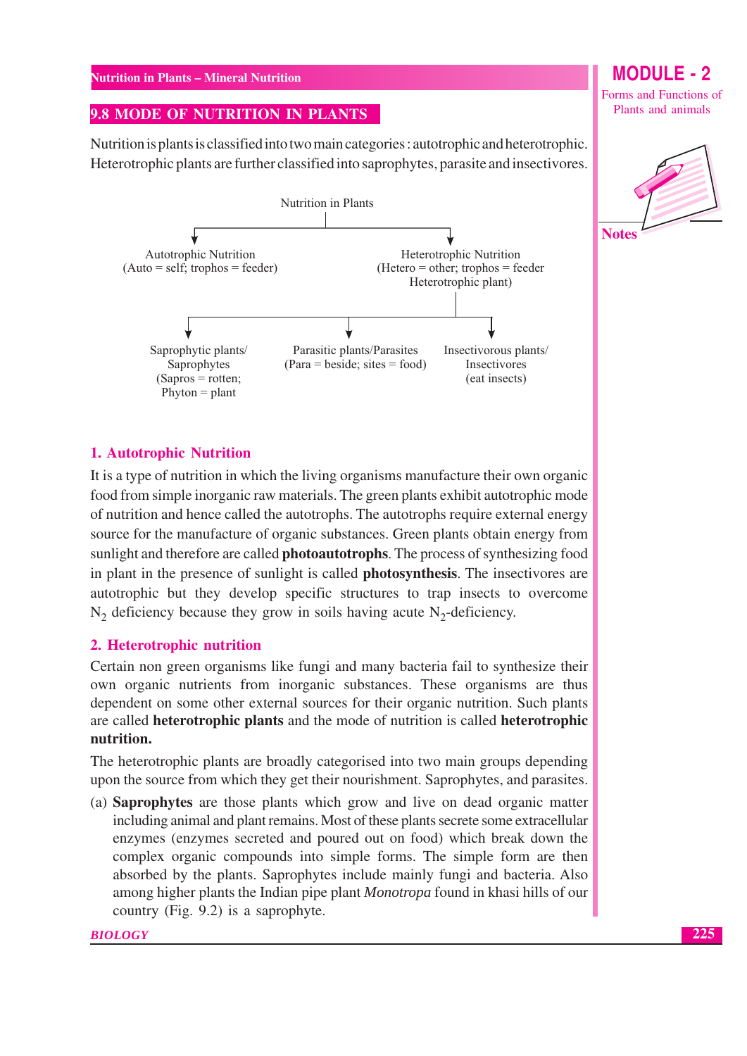## 9.8 MODE OF NUTRITION IN PLANTS

Nutrition is plants is classified into two main categories : autotrophic and heterotrophic. Heterotrophic plants are further classified into saprophytes, parasite and insectivores.

Nutrition in Plants

- Autotrophic Nutrition (Auto = self; trophos = feeder)
- Heterotrophic Nutrition (Hetero = other; trophos = feeder Heterotrophic plant)
  - Saprophytic plants/ Saprophytes (Sapros = rotten; Phyton = plant
  - Parasitic plants/Parasites (Para = beside; sites = food)
  - Insectivorous plants/ Insectivores (eat insects)

### 1. Autotrophic Nutrition

It is a type of nutrition in which the living organisms manufacture their own organic food from simple inorganic raw materials. The green plants exhibit autotrophic mode of nutrition and hence called the autotrophs. The autotrophs require external energy source for the manufacture of organic substances. Green plants obtain energy from sunlight and therefore are called **photoautotrophs**. The process of synthesizing food in plant in the presence of sunlight is called **photosynthesis**. The insectivores are autotrophic but they develop specific structures to trap insects to overcome $N_2$ deficiency because they grow in soils having acute $N_2$-deficiency.

### 2. Heterotrophic nutrition

Certain non green organisms like fungi and many bacteria fail to synthesize their own organic nutrients from inorganic substances. These organisms are thus dependent on some other external sources for their organic nutrition. Such plants are called **heterotrophic plants** and the mode of nutrition is called **heterotrophic nutrition.**

The heterotrophic plants are broadly categorised into two main groups depending upon the source from which they get their nourishment. Saprophytes, and parasites.

(a) **Saprophytes** are those plants which grow and live on dead organic matter including animal and plant remains. Most of these plants secrete some extracellular enzymes (enzymes secreted and poured out on food) which break down the complex organic compounds into simple forms. The simple form are then absorbed by the plants. Saprophytes include mainly fungi and bacteria. Also among higher plants the Indian pipe plant *Monotropa* found in khasi hills of our country (Fig. 9.2) is a saprophyte.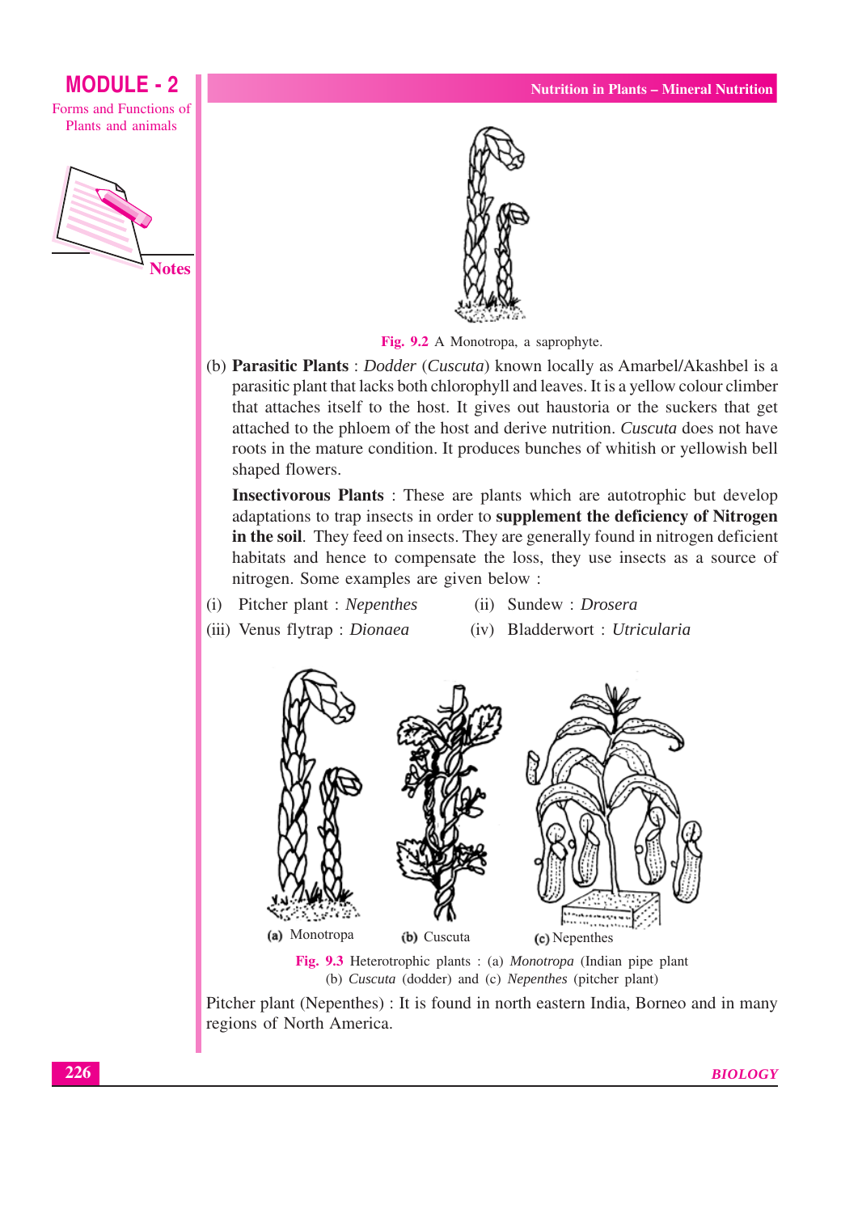Fig. 9.2 A Monotropa, a saprophyte.

(b) **Parasitic Plants** : *Dodder* (*Cuscuta*) known locally as Amarbel/Akashbel is a parasitic plant that lacks both chlorophyll and leaves. It is a yellow colour climber that attaches itself to the host. It gives out haustoria or the suckers that get attached to the phloem of the host and derive nutrition. *Cuscuta* does not have roots in the mature condition. It produces bunches of whitish or yellowish bell shaped flowers.

**Insectivorous Plants** : These are plants which are autotrophic but develop adaptations to trap insects in order to **supplement the deficiency of Nitrogen in the soil**. They feed on insects. They are generally found in nitrogen deficient habitats and hence to compensate the loss, they use insects as a source of nitrogen. Some examples are given below :

(i) Pitcher plant : *Nepenthes*

(ii) Sundew : *Drosera*

(iii) Venus flytrap : *Dionaea*

(iv) Bladderwort : *Utricularia*

(a) Monotropa (b) Cuscuta (c) Nepenthes

Fig. 9.3 Heterotrophic plants : (a) *Monotropa* (Indian pipe plant (b) *Cuscuta* (dodder) and (c) *Nepenthes* (pitcher plant)

Pitcher plant (Nepenthes) : It is found in north eastern India, Borneo and in many regions of North America.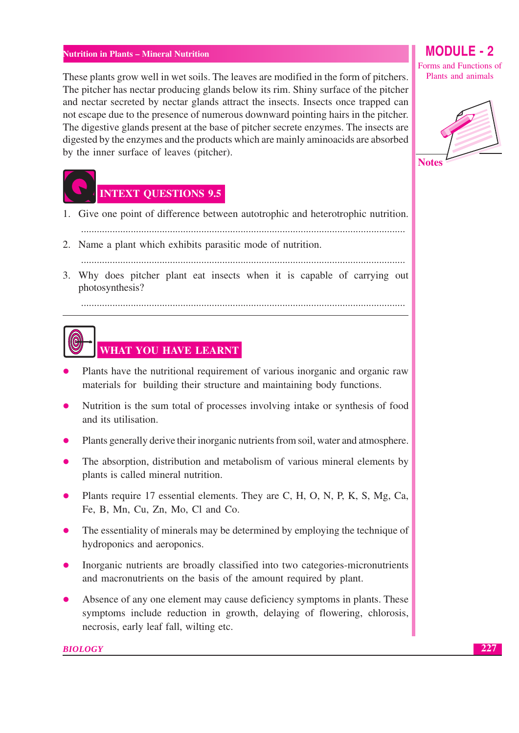These plants grow well in wet soils. The leaves are modified in the form of pitchers. The pitcher has nectar producing glands below its rim. Shiny surface of the pitcher and nectar secreted by nectar glands attract the insects. Insects once trapped can not escape due to the presence of numerous downward pointing hairs in the pitcher. The digestive glands present at the base of pitcher secrete enzymes. The insects are digested by the enzymes and the products which are mainly aminoacids are absorbed by the inner surface of leaves (pitcher).

## INTEXT QUESTIONS 9.5

1. Give one point of difference between autotrophic and heterotrophic nutrition.

   ..........................................................................................................................

2. Name a plant which exhibits parasitic mode of nutrition.

   ..........................................................................................................................

3. Why does pitcher plant eat insects when it is capable of carrying out photosynthesis?

   ..........................................................................................................................

## WHAT YOU HAVE LEARNT

- Plants have the nutritional requirement of various inorganic and organic raw materials for building their structure and maintaining body functions.
- Nutrition is the sum total of processes involving intake or synthesis of food and its utilisation.
- Plants generally derive their inorganic nutrients from soil, water and atmosphere.
- The absorption, distribution and metabolism of various mineral elements by plants is called mineral nutrition.
- Plants require 17 essential elements. They are C, H, O, N, P, K, S, Mg, Ca, Fe, B, Mn, Cu, Zn, Mo, Cl and Co.
- The essentiality of minerals may be determined by employing the technique of hydroponics and aeroponics.
- Inorganic nutrients are broadly classified into two categories-micronutrients and macronutrients on the basis of the amount required by plant.
- Absence of any one element may cause deficiency symptoms in plants. These symptoms include reduction in growth, delaying of flowering, chlorosis, necrosis, early leaf fall, wilting etc.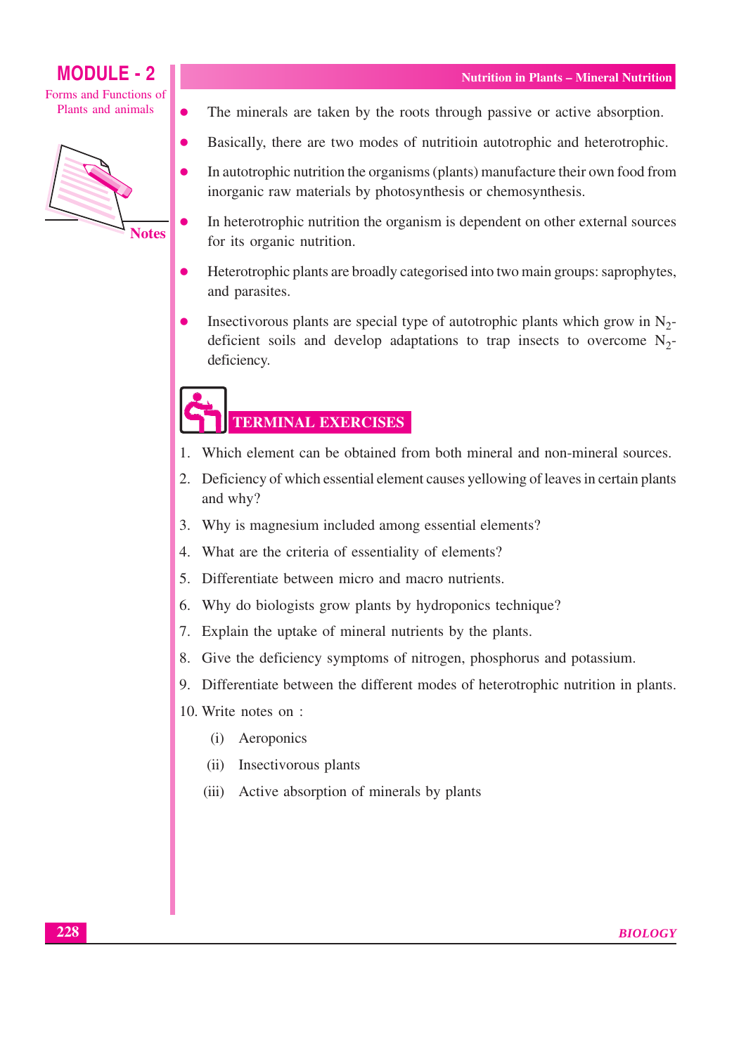- The minerals are taken by the roots through passive or active absorption.
- Basically, there are two modes of nutritioin autotrophic and heterotrophic.
- In autotrophic nutrition the organisms (plants) manufacture their own food from inorganic raw materials by photosynthesis or chemosynthesis.
- In heterotrophic nutrition the organism is dependent on other external sources for its organic nutrition.
- Heterotrophic plants are broadly categorised into two main groups: saprophytes, and parasites.
- Insectivorous plants are special type of autotrophic plants which grow in $N_2$-deficient soils and develop adaptations to trap insects to overcome $N_2$-deficiency.

## TERMINAL EXERCISES

1. Which element can be obtained from both mineral and non-mineral sources.
2. Deficiency of which essential element causes yellowing of leaves in certain plants and why?
3. Why is magnesium included among essential elements?
4. What are the criteria of essentiality of elements?
5. Differentiate between micro and macro nutrients.
6. Why do biologists grow plants by hydroponics technique?
7. Explain the uptake of mineral nutrients by the plants.
8. Give the deficiency symptoms of nitrogen, phosphorus and potassium.
9. Differentiate between the different modes of heterotrophic nutrition in plants.
10. Write notes on :
    (i) Aeroponics
    (ii) Insectivorous plants
    (iii) Active absorption of minerals by plants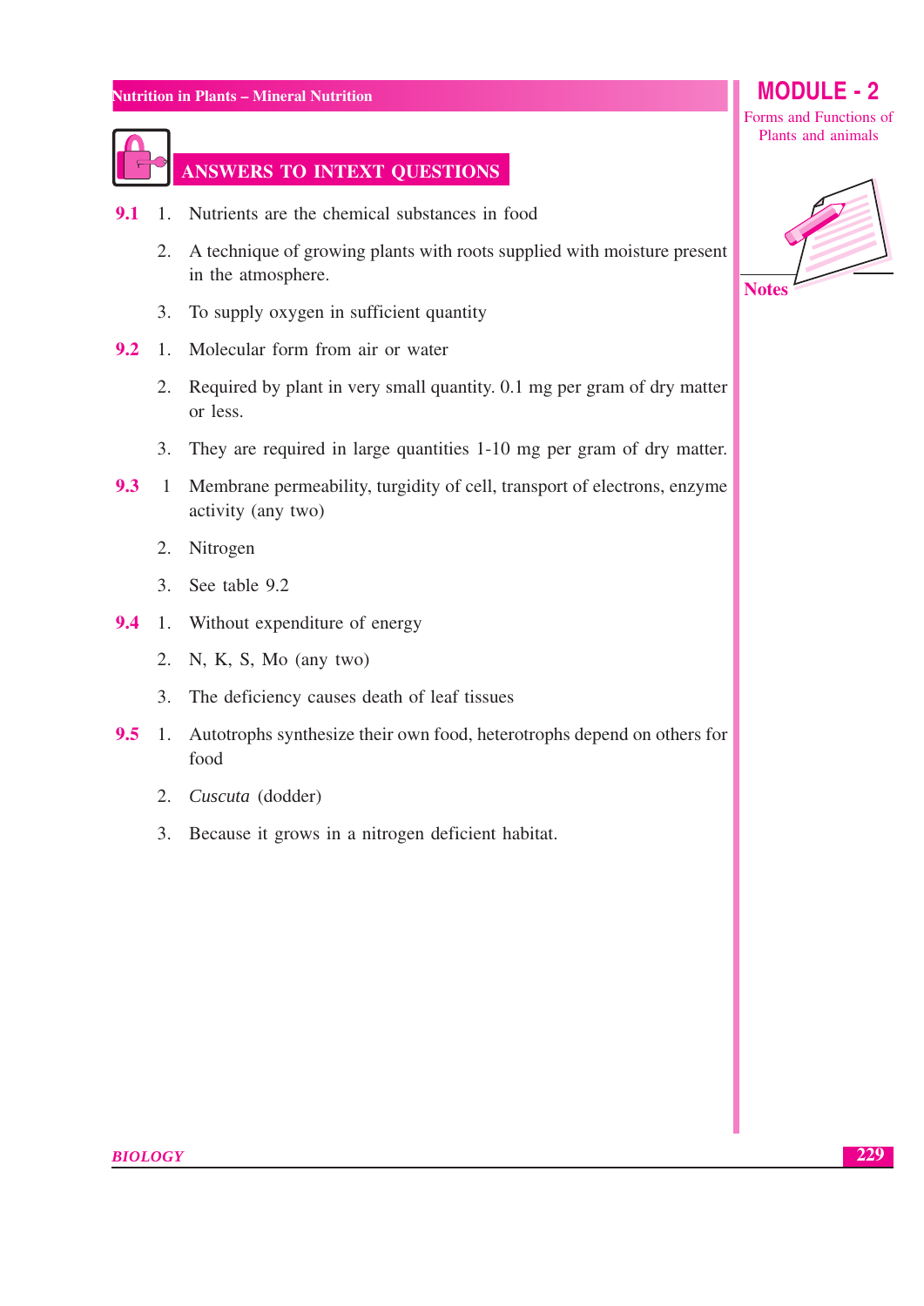## ANSWERS TO INTEXT QUESTIONS

**9.1** 1. Nutrients are the chemical substances in food

2. A technique of growing plants with roots supplied with moisture present in the atmosphere.

3. To supply oxygen in sufficient quantity

**9.2** 1. Molecular form from air or water

2. Required by plant in very small quantity. 0.1 mg per gram of dry matter or less.

3. They are required in large quantities 1-10 mg per gram of dry matter.

**9.3** 1 Membrane permeability, turgidity of cell, transport of electrons, enzyme activity (any two)

2. Nitrogen

3. See table 9.2

**9.4** 1. Without expenditure of energy

2. N, K, S, Mo (any two)

3. The deficiency causes death of leaf tissues

**9.5** 1. Autotrophs synthesize their own food, heterotrophs depend on others for food

2. *Cuscuta* (dodder)

3. Because it grows in a nitrogen deficient habitat.